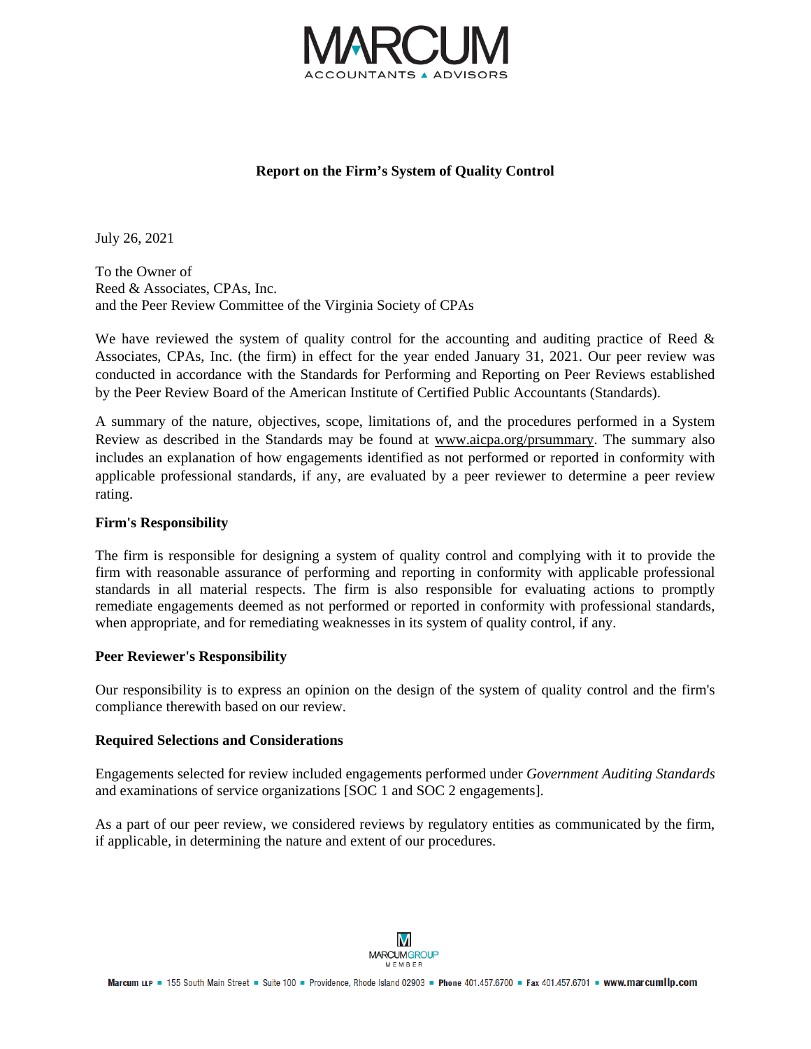# Report on the Firm's System of Quality Control

July 26, 2021

To the Owner of
Reed & Associates, CPAs, Inc.
and the Peer Review Committee of the Virginia Society of CPAs

We have reviewed the system of quality control for the accounting and auditing practice of Reed & Associates, CPAs, Inc. (the firm) in effect for the year ended January 31, 2021. Our peer review was conducted in accordance with the Standards for Performing and Reporting on Peer Reviews established by the Peer Review Board of the American Institute of Certified Public Accountants (Standards).

A summary of the nature, objectives, scope, limitations of, and the procedures performed in a System Review as described in the Standards may be found at www.aicpa.org/prsummary. The summary also includes an explanation of how engagements identified as not performed or reported in conformity with applicable professional standards, if any, are evaluated by a peer reviewer to determine a peer review rating.

**Firm's Responsibility**

The firm is responsible for designing a system of quality control and complying with it to provide the firm with reasonable assurance of performing and reporting in conformity with applicable professional standards in all material respects. The firm is also responsible for evaluating actions to promptly remediate engagements deemed as not performed or reported in conformity with professional standards, when appropriate, and for remediating weaknesses in its system of quality control, if any.

**Peer Reviewer's Responsibility**

Our responsibility is to express an opinion on the design of the system of quality control and the firm's compliance therewith based on our review.

**Required Selections and Considerations**

Engagements selected for review included engagements performed under *Government Auditing Standards* and examinations of service organizations [SOC 1 and SOC 2 engagements].

As a part of our peer review, we considered reviews by regulatory entities as communicated by the firm, if applicable, in determining the nature and extent of our procedures.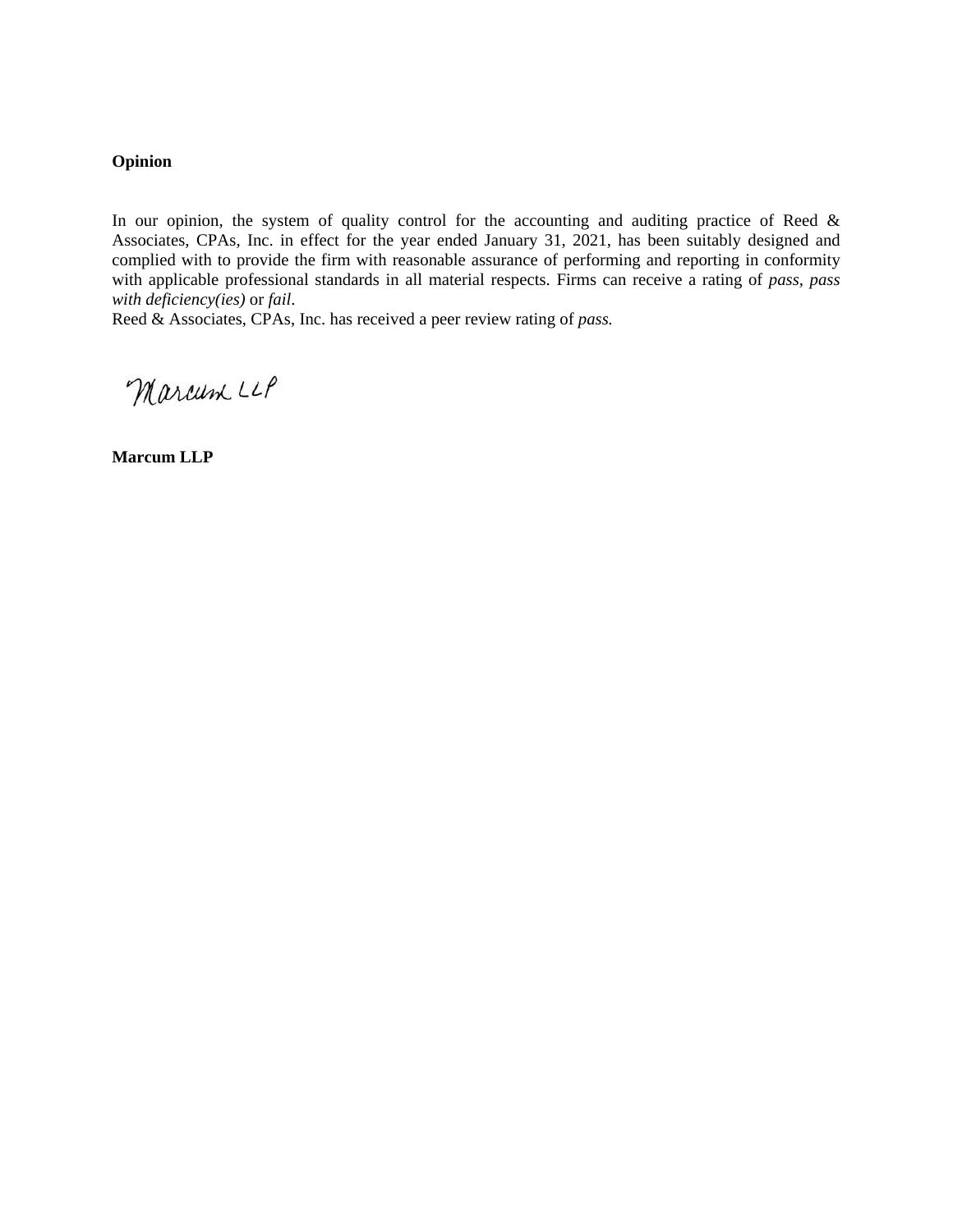**Opinion**

In our opinion, the system of quality control for the accounting and auditing practice of Reed & Associates, CPAs, Inc. in effect for the year ended January 31, 2021, has been suitably designed and complied with to provide the firm with reasonable assurance of performing and reporting in conformity with applicable professional standards in all material respects. Firms can receive a rating of *pass, pass with deficiency(ies)* or *fail*.
Reed & Associates, CPAs, Inc. has received a peer review rating of *pass.*

Marcum LLP

**Marcum LLP**